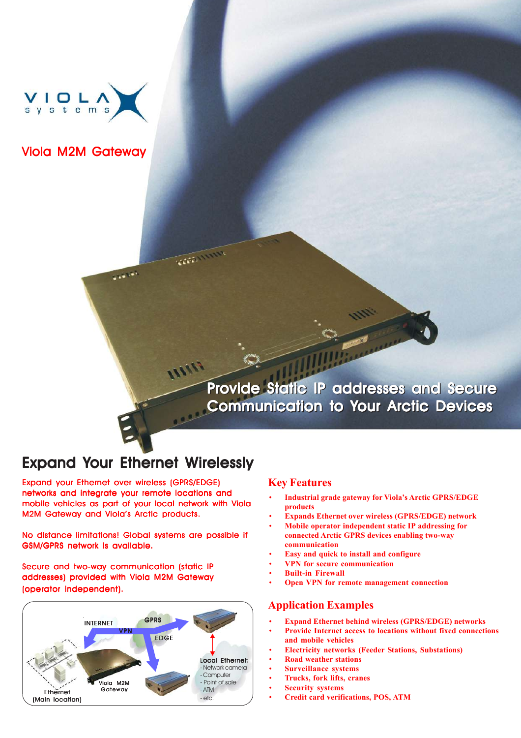Viola M2M Gateway

Provide Static IP addresses and Secure Communication to Your Arctic Devices

## Expand Your Ethernet Wirelessly

Expand your Ethernet over wireless (GPRS/EDGE) networks and integrate your remote locations and mobile vehicles as part of your local network with Viola M2M Gateway and Viola's Arctic products.

No distance limitations! Global systems are possible if GSM/GPRS network is available.

Secure and two-way communication (static IP addresses) provided with Viola M2M Gateway (operator independent).

INTERNET
VPN
GPRS
EDGE
Local Ethernet:
- Network camera
- Computer
- Point of sale
- ATM
- etc.
Viola M2M Gateway
Ethernet (Main location)

## Key Features

- Industrial grade gateway for Viola's Arctic GPRS/EDGE products
- Expands Ethernet over wireless (GPRS/EDGE) network
- Mobile operator independent static IP addressing for connected Arctic GPRS devices enabling two-way communication
- Easy and quick to install and configure
- VPN for secure communication
- Built-in Firewall
- Open VPN for remote management connection

## Application Examples

- Expand Ethernet behind wireless (GPRS/EDGE) networks
- Provide Internet access to locations without fixed connections and mobile vehicles
- Electricity networks (Feeder Stations, Substations)
- Road weather stations
- Surveillance systems
- Trucks, fork lifts, cranes
- Security systems
- Credit card verifications, POS, ATM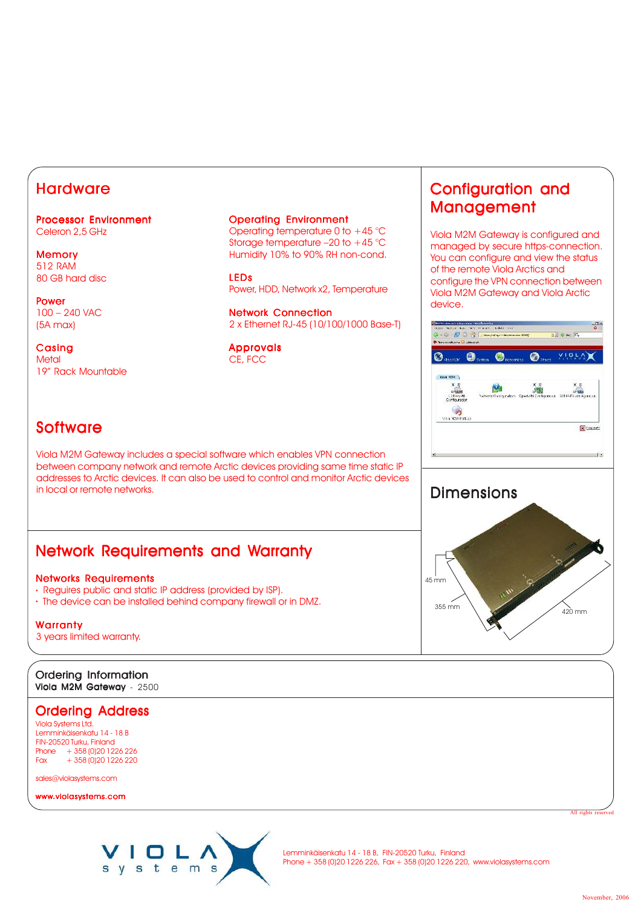## Hardware

**Processor Environment**
Celeron 2,5 GHz

**Memory**
512 RAM
80 GB hard disc

**Power**
100 – 240 VAC
(5A max)

**Casing**
Metal
19" Rack Mountable

**Operating Environment**
Operating temperature 0 to +45 °C
Storage temperature –20 to +45 °C
Humidity 10% to 90% RH non-cond.

**LEDs**
Power, HDD, Network x2, Temperature

**Network Connection**
2 x Ethernet RJ-45 (10/100/1000 Base-T)

**Approvals**
CE, FCC

## Software

Viola M2M Gateway includes a special software which enables VPN connection between company network and remote Arctic devices providing same time static IP addresses to Arctic devices. It can also be used to control and monitor Arctic devices in local or remote networks.

## Configuration and Management

Viola M2M Gateway is configured and managed by secure https-connection. You can configure and view the status of the remote Viola Arctics and configure the VPN connection between Viola M2M Gateway and Viola Arctic device.

## Network Requirements and Warranty

**Networks Requirements**

- Reguires public and static IP address (provided by ISP).
- The device can be installed behind company firewall or in DMZ.

**Warranty**
3 years limited warranty.

## Dimensions

45 mm
355 mm
420 mm

## Ordering Information

**Viola M2M Gateway** - 2500

## Ordering Address

Viola Systems Ltd.
Lemminkäisenkatu 14 - 18 B
FIN-20520 Turku, Finland
Phone + 358 (0)20 1226 226
Fax + 358 (0)20 1226 220

sales@violasystems.com

**www.violasystems.com**

All rights reserved

Lemminkäisenkatu 14 - 18 B, FIN-20520 Turku, Finland
Phone + 358 (0)20 1226 226, Fax + 358 (0)20 1226 220, www.violasystems.com

November, 2006